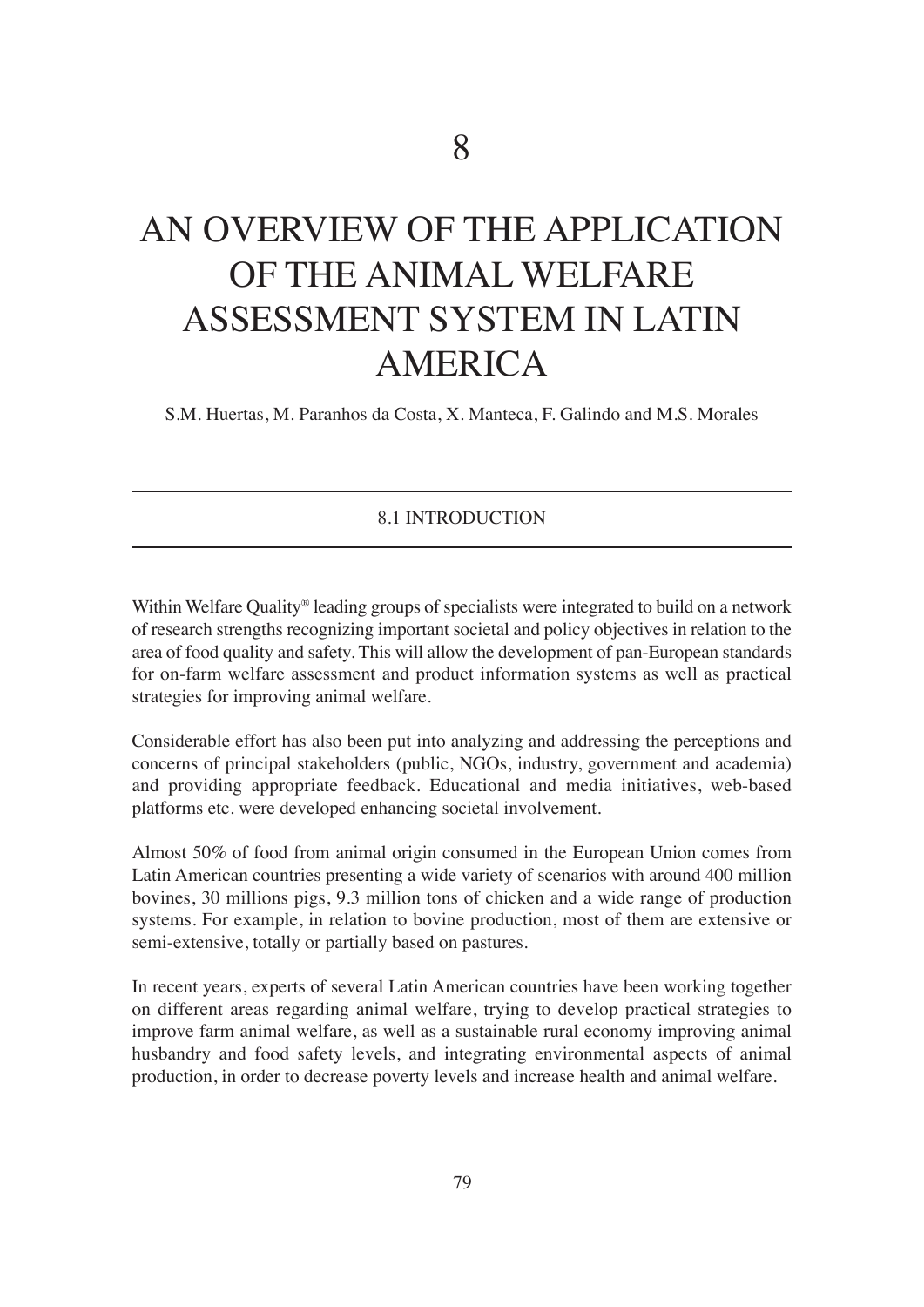# 8

# AN OVERVIEW OF THE APPLICATION OF THE ANIMAL WELFARE ASSESSMENT SYSTEM IN LATIN AMERICA

S.M. Huertas, M. Paranhos da Costa, X. Manteca, F. Galindo and M.S. Morales

## 8.1 INTRODUCTION

Within Welfare Quality® leading groups of specialists were integrated to build on a network of research strengths recognizing important societal and policy objectives in relation to the area of food quality and safety. This will allow the development of pan-European standards for on-farm welfare assessment and product information systems as well as practical strategies for improving animal welfare.

Considerable effort has also been put into analyzing and addressing the perceptions and concerns of principal stakeholders (public, NGOs, industry, government and academia) and providing appropriate feedback. Educational and media initiatives, web-based platforms etc. were developed enhancing societal involvement.

Almost 50% of food from animal origin consumed in the European Union comes from Latin American countries presenting a wide variety of scenarios with around 400 million bovines, 30 millions pigs, 9.3 million tons of chicken and a wide range of production systems. For example, in relation to bovine production, most of them are extensive or semi-extensive, totally or partially based on pastures.

In recent years, experts of several Latin American countries have been working together on different areas regarding animal welfare, trying to develop practical strategies to improve farm animal welfare, as well as a sustainable rural economy improving animal husbandry and food safety levels, and integrating environmental aspects of animal production, in order to decrease poverty levels and increase health and animal welfare.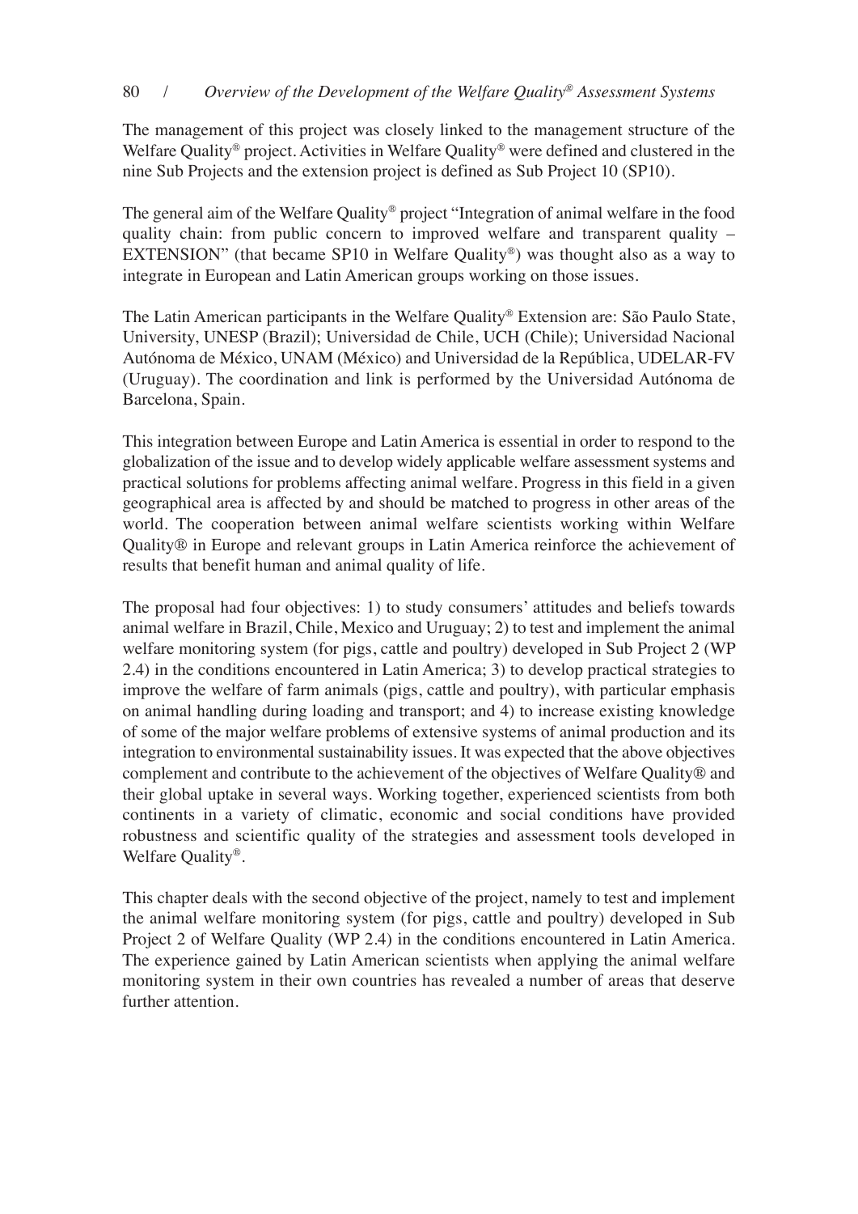The management of this project was closely linked to the management structure of the Welfare Quality® project. Activities in Welfare Quality® were defined and clustered in the nine Sub Projects and the extension project is defined as Sub Project 10 (SP10).

The general aim of the Welfare Quality® project "Integration of animal welfare in the food quality chain: from public concern to improved welfare and transparent quality – EXTENSION" (that became SP10 in Welfare Quality®) was thought also as a way to integrate in European and Latin American groups working on those issues.

The Latin American participants in the Welfare Quality® Extension are: São Paulo State, University, UNESP (Brazil); Universidad de Chile, UCH (Chile); Universidad Nacional Autónoma de México, UNAM (México) and Universidad de la República, UDELAR-FV (Uruguay). The coordination and link is performed by the Universidad Autónoma de Barcelona, Spain.

This integration between Europe and Latin America is essential in order to respond to the globalization of the issue and to develop widely applicable welfare assessment systems and practical solutions for problems affecting animal welfare. Progress in this field in a given geographical area is affected by and should be matched to progress in other areas of the world. The cooperation between animal welfare scientists working within Welfare Quality® in Europe and relevant groups in Latin America reinforce the achievement of results that benefit human and animal quality of life.

The proposal had four objectives: 1) to study consumers' attitudes and beliefs towards animal welfare in Brazil, Chile, Mexico and Uruguay; 2) to test and implement the animal welfare monitoring system (for pigs, cattle and poultry) developed in Sub Project 2 (WP 2.4) in the conditions encountered in Latin America; 3) to develop practical strategies to improve the welfare of farm animals (pigs, cattle and poultry), with particular emphasis on animal handling during loading and transport; and 4) to increase existing knowledge of some of the major welfare problems of extensive systems of animal production and its integration to environmental sustainability issues. It was expected that the above objectives complement and contribute to the achievement of the objectives of Welfare Quality® and their global uptake in several ways. Working together, experienced scientists from both continents in a variety of climatic, economic and social conditions have provided robustness and scientific quality of the strategies and assessment tools developed in Welfare Quality®.

This chapter deals with the second objective of the project, namely to test and implement the animal welfare monitoring system (for pigs, cattle and poultry) developed in Sub Project 2 of Welfare Quality (WP 2.4) in the conditions encountered in Latin America. The experience gained by Latin American scientists when applying the animal welfare monitoring system in their own countries has revealed a number of areas that deserve further attention.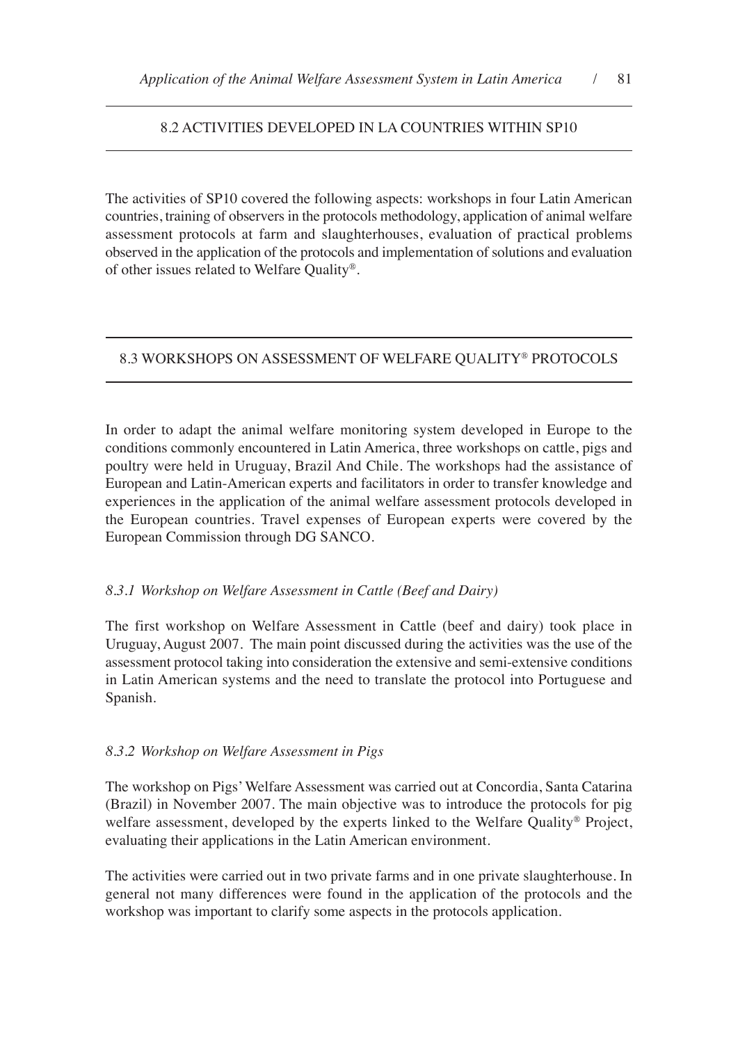## 8.2 ACTIVITIES DEVELOPED IN LA COUNTRIES WITHIN SP10

The activities of SP10 covered the following aspects: workshops in four Latin American countries, training of observers in the protocols methodology, application of animal welfare assessment protocols at farm and slaughterhouses, evaluation of practical problems observed in the application of the protocols and implementation of solutions and evaluation of other issues related to Welfare Quality®.

## 8.3 WORKSHOPS ON ASSESSMENT OF WELFARE QUALITY® PROTOCOLS

In order to adapt the animal welfare monitoring system developed in Europe to the conditions commonly encountered in Latin America, three workshops on cattle, pigs and poultry were held in Uruguay, Brazil And Chile. The workshops had the assistance of European and Latin-American experts and facilitators in order to transfer knowledge and experiences in the application of the animal welfare assessment protocols developed in the European countries. Travel expenses of European experts were covered by the European Commission through DG SANCO.

### *8.3.1 Workshop on Welfare Assessment in Cattle (Beef and Dairy)*

The first workshop on Welfare Assessment in Cattle (beef and dairy) took place in Uruguay, August 2007. The main point discussed during the activities was the use of the assessment protocol taking into consideration the extensive and semi-extensive conditions in Latin American systems and the need to translate the protocol into Portuguese and Spanish.

### *8.3.2 Workshop on Welfare Assessment in Pigs*

The workshop on Pigs' Welfare Assessment was carried out at Concordia, Santa Catarina (Brazil) in November 2007. The main objective was to introduce the protocols for pig welfare assessment, developed by the experts linked to the Welfare Quality® Project, evaluating their applications in the Latin American environment.

The activities were carried out in two private farms and in one private slaughterhouse. In general not many differences were found in the application of the protocols and the workshop was important to clarify some aspects in the protocols application.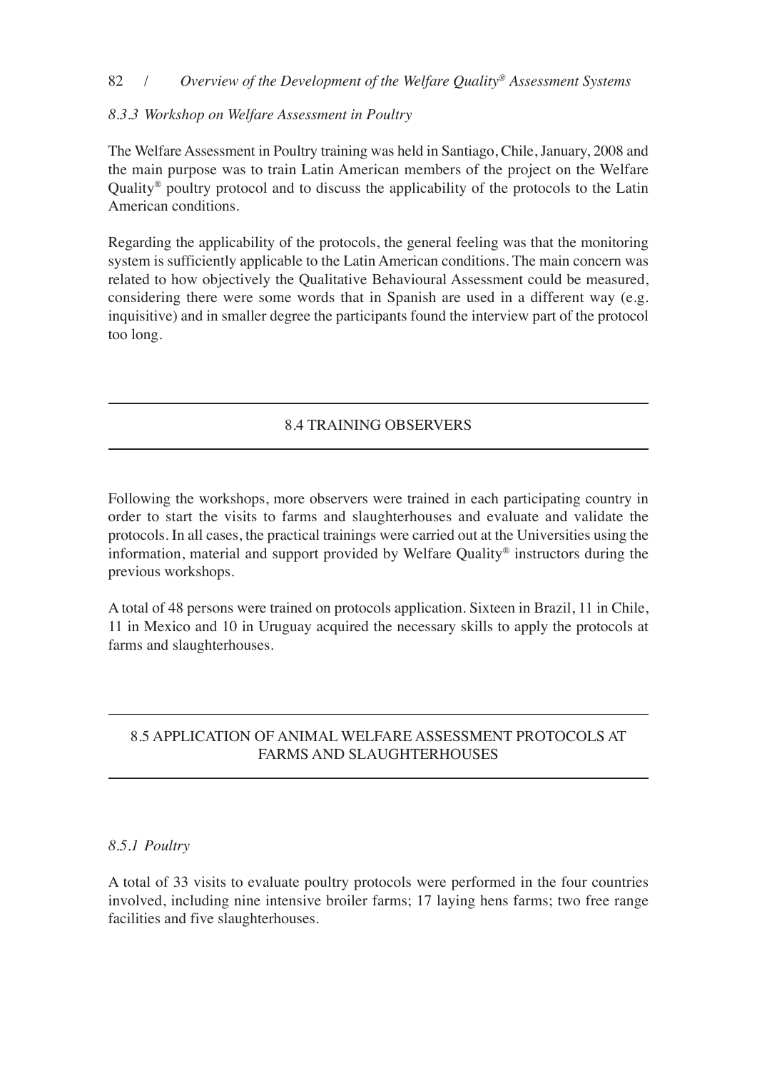### *8.3.3 Workshop on Welfare Assessment in Poultry*

The Welfare Assessment in Poultry training was held in Santiago, Chile, January, 2008 and the main purpose was to train Latin American members of the project on the Welfare Quality® poultry protocol and to discuss the applicability of the protocols to the Latin American conditions.

Regarding the applicability of the protocols, the general feeling was that the monitoring system is sufficiently applicable to the Latin American conditions. The main concern was related to how objectively the Qualitative Behavioural Assessment could be measured, considering there were some words that in Spanish are used in a different way (e.g. inquisitive) and in smaller degree the participants found the interview part of the protocol too long.

## 8.4 TRAINING OBSERVERS

Following the workshops, more observers were trained in each participating country in order to start the visits to farms and slaughterhouses and evaluate and validate the protocols. In all cases, the practical trainings were carried out at the Universities using the information, material and support provided by Welfare Quality® instructors during the previous workshops.

A total of 48 persons were trained on protocols application. Sixteen in Brazil, 11 in Chile, 11 in Mexico and 10 in Uruguay acquired the necessary skills to apply the protocols at farms and slaughterhouses.

## 8.5 APPLICATION OF ANIMAL WELFARE ASSESSMENT PROTOCOLS AT FARMS AND SLAUGHTERHOUSES

### *8.5.1 Poultry*

A total of 33 visits to evaluate poultry protocols were performed in the four countries involved, including nine intensive broiler farms; 17 laying hens farms; two free range facilities and five slaughterhouses.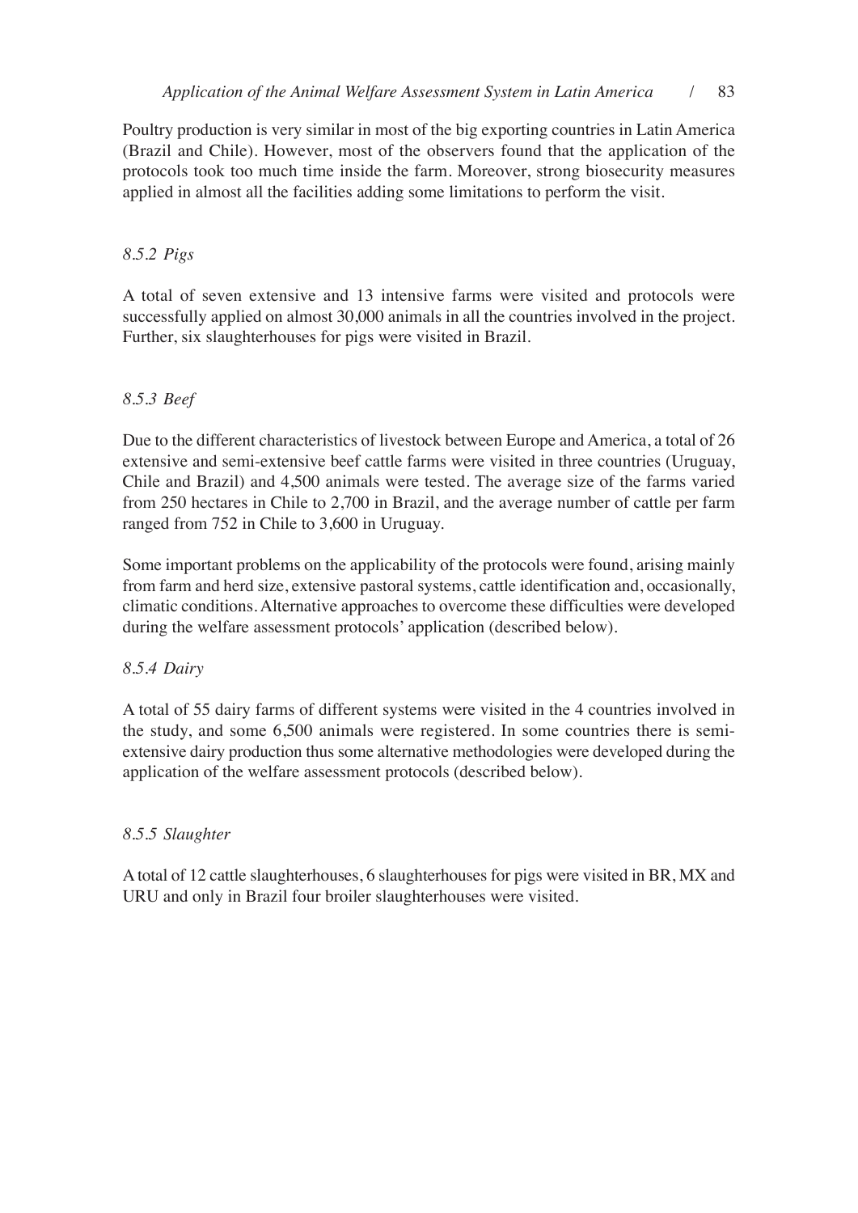Poultry production is very similar in most of the big exporting countries in Latin America (Brazil and Chile). However, most of the observers found that the application of the protocols took too much time inside the farm. Moreover, strong biosecurity measures applied in almost all the facilities adding some limitations to perform the visit.

### *8.5.2 Pigs*

A total of seven extensive and 13 intensive farms were visited and protocols were successfully applied on almost 30,000 animals in all the countries involved in the project. Further, six slaughterhouses for pigs were visited in Brazil.

### *8.5.3 Beef*

Due to the different characteristics of livestock between Europe and America, a total of 26 extensive and semi-extensive beef cattle farms were visited in three countries (Uruguay, Chile and Brazil) and 4,500 animals were tested. The average size of the farms varied from 250 hectares in Chile to 2,700 in Brazil, and the average number of cattle per farm ranged from 752 in Chile to 3,600 in Uruguay.

Some important problems on the applicability of the protocols were found, arising mainly from farm and herd size, extensive pastoral systems, cattle identification and, occasionally, climatic conditions. Alternative approaches to overcome these difficulties were developed during the welfare assessment protocols' application (described below).

### *8.5.4 Dairy*

A total of 55 dairy farms of different systems were visited in the 4 countries involved in the study, and some 6,500 animals were registered. In some countries there is semi-extensive dairy production thus some alternative methodologies were developed during the application of the welfare assessment protocols (described below).

### *8.5.5 Slaughter*

A total of 12 cattle slaughterhouses, 6 slaughterhouses for pigs were visited in BR, MX and URU and only in Brazil four broiler slaughterhouses were visited.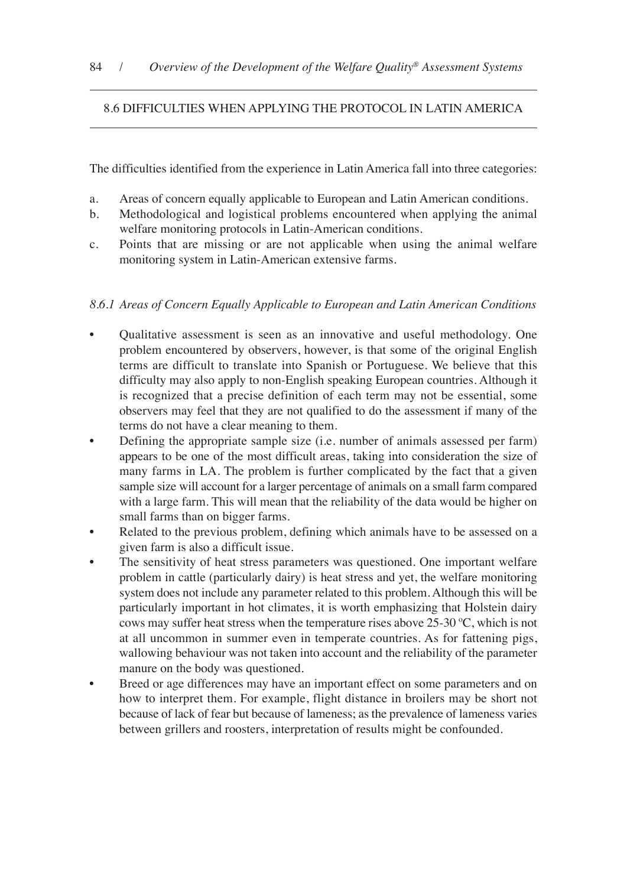## 8.6 DIFFICULTIES WHEN APPLYING THE PROTOCOL IN LATIN AMERICA

The difficulties identified from the experience in Latin America fall into three categories:

a. Areas of concern equally applicable to European and Latin American conditions.
b. Methodological and logistical problems encountered when applying the animal welfare monitoring protocols in Latin-American conditions.
c. Points that are missing or are not applicable when using the animal welfare monitoring system in Latin-American extensive farms.

### *8.6.1 Areas of Concern Equally Applicable to European and Latin American Conditions*

- Qualitative assessment is seen as an innovative and useful methodology. One problem encountered by observers, however, is that some of the original English terms are difficult to translate into Spanish or Portuguese. We believe that this difficulty may also apply to non-English speaking European countries. Although it is recognized that a precise definition of each term may not be essential, some observers may feel that they are not qualified to do the assessment if many of the terms do not have a clear meaning to them.
- Defining the appropriate sample size (i.e. number of animals assessed per farm) appears to be one of the most difficult areas, taking into consideration the size of many farms in LA. The problem is further complicated by the fact that a given sample size will account for a larger percentage of animals on a small farm compared with a large farm. This will mean that the reliability of the data would be higher on small farms than on bigger farms.
- Related to the previous problem, defining which animals have to be assessed on a given farm is also a difficult issue.
- The sensitivity of heat stress parameters was questioned. One important welfare problem in cattle (particularly dairy) is heat stress and yet, the welfare monitoring system does not include any parameter related to this problem. Although this will be particularly important in hot climates, it is worth emphasizing that Holstein dairy cows may suffer heat stress when the temperature rises above 25-30 ºC, which is not at all uncommon in summer even in temperate countries. As for fattening pigs, wallowing behaviour was not taken into account and the reliability of the parameter manure on the body was questioned.
- Breed or age differences may have an important effect on some parameters and on how to interpret them. For example, flight distance in broilers may be short not because of lack of fear but because of lameness; as the prevalence of lameness varies between grillers and roosters, interpretation of results might be confounded.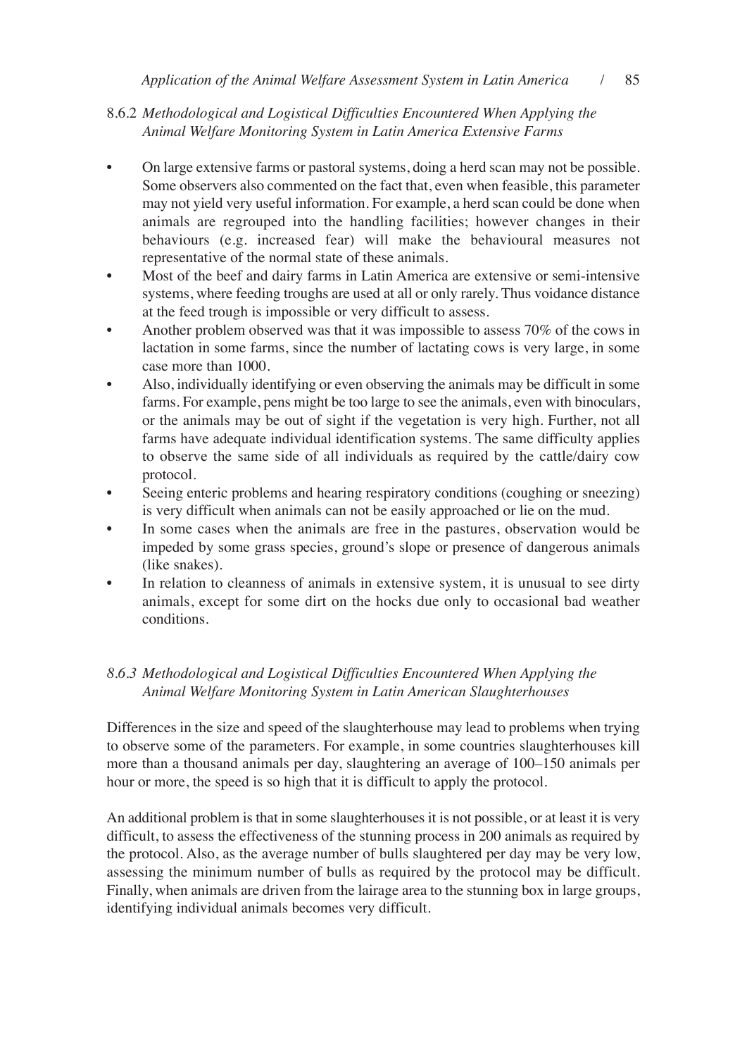### 8.6.2 *Methodological and Logistical Difficulties Encountered When Applying the Animal Welfare Monitoring System in Latin America Extensive Farms*

- On large extensive farms or pastoral systems, doing a herd scan may not be possible. Some observers also commented on the fact that, even when feasible, this parameter may not yield very useful information. For example, a herd scan could be done when animals are regrouped into the handling facilities; however changes in their behaviours (e.g. increased fear) will make the behavioural measures not representative of the normal state of these animals.
- Most of the beef and dairy farms in Latin America are extensive or semi-intensive systems, where feeding troughs are used at all or only rarely. Thus voidance distance at the feed trough is impossible or very difficult to assess.
- Another problem observed was that it was impossible to assess 70% of the cows in lactation in some farms, since the number of lactating cows is very large, in some case more than 1000.
- Also, individually identifying or even observing the animals may be difficult in some farms. For example, pens might be too large to see the animals, even with binoculars, or the animals may be out of sight if the vegetation is very high. Further, not all farms have adequate individual identification systems. The same difficulty applies to observe the same side of all individuals as required by the cattle/dairy cow protocol.
- Seeing enteric problems and hearing respiratory conditions (coughing or sneezing) is very difficult when animals can not be easily approached or lie on the mud.
- In some cases when the animals are free in the pastures, observation would be impeded by some grass species, ground's slope or presence of dangerous animals (like snakes).
- In relation to cleanness of animals in extensive system, it is unusual to see dirty animals, except for some dirt on the hocks due only to occasional bad weather conditions.

### *8.6.3 Methodological and Logistical Difficulties Encountered When Applying the Animal Welfare Monitoring System in Latin American Slaughterhouses*

Differences in the size and speed of the slaughterhouse may lead to problems when trying to observe some of the parameters. For example, in some countries slaughterhouses kill more than a thousand animals per day, slaughtering an average of 100–150 animals per hour or more, the speed is so high that it is difficult to apply the protocol.

An additional problem is that in some slaughterhouses it is not possible, or at least it is very difficult, to assess the effectiveness of the stunning process in 200 animals as required by the protocol. Also, as the average number of bulls slaughtered per day may be very low, assessing the minimum number of bulls as required by the protocol may be difficult. Finally, when animals are driven from the lairage area to the stunning box in large groups, identifying individual animals becomes very difficult.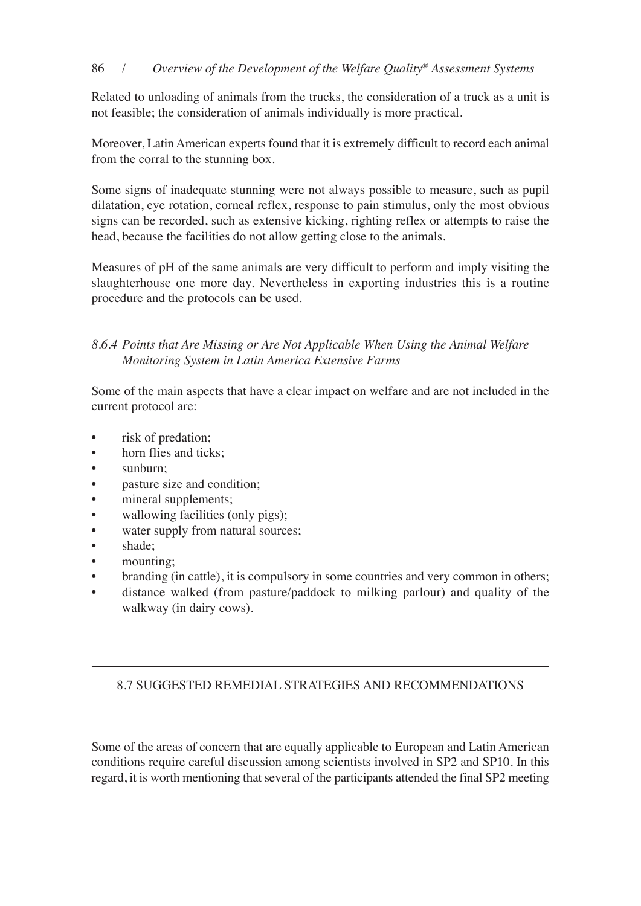Related to unloading of animals from the trucks, the consideration of a truck as a unit is not feasible; the consideration of animals individually is more practical.

Moreover, Latin American experts found that it is extremely difficult to record each animal from the corral to the stunning box.

Some signs of inadequate stunning were not always possible to measure, such as pupil dilatation, eye rotation, corneal reflex, response to pain stimulus, only the most obvious signs can be recorded, such as extensive kicking, righting reflex or attempts to raise the head, because the facilities do not allow getting close to the animals.

Measures of pH of the same animals are very difficult to perform and imply visiting the slaughterhouse one more day. Nevertheless in exporting industries this is a routine procedure and the protocols can be used.

### *8.6.4 Points that Are Missing or Are Not Applicable When Using the Animal Welfare Monitoring System in Latin America Extensive Farms*

Some of the main aspects that have a clear impact on welfare and are not included in the current protocol are:

- risk of predation;
- horn flies and ticks;
- sunburn;
- pasture size and condition;
- mineral supplements;
- wallowing facilities (only pigs);
- water supply from natural sources;
- shade;
- mounting;
- branding (in cattle), it is compulsory in some countries and very common in others;
- distance walked (from pasture/paddock to milking parlour) and quality of the walkway (in dairy cows).

## 8.7 SUGGESTED REMEDIAL STRATEGIES AND RECOMMENDATIONS

Some of the areas of concern that are equally applicable to European and Latin American conditions require careful discussion among scientists involved in SP2 and SP10. In this regard, it is worth mentioning that several of the participants attended the final SP2 meeting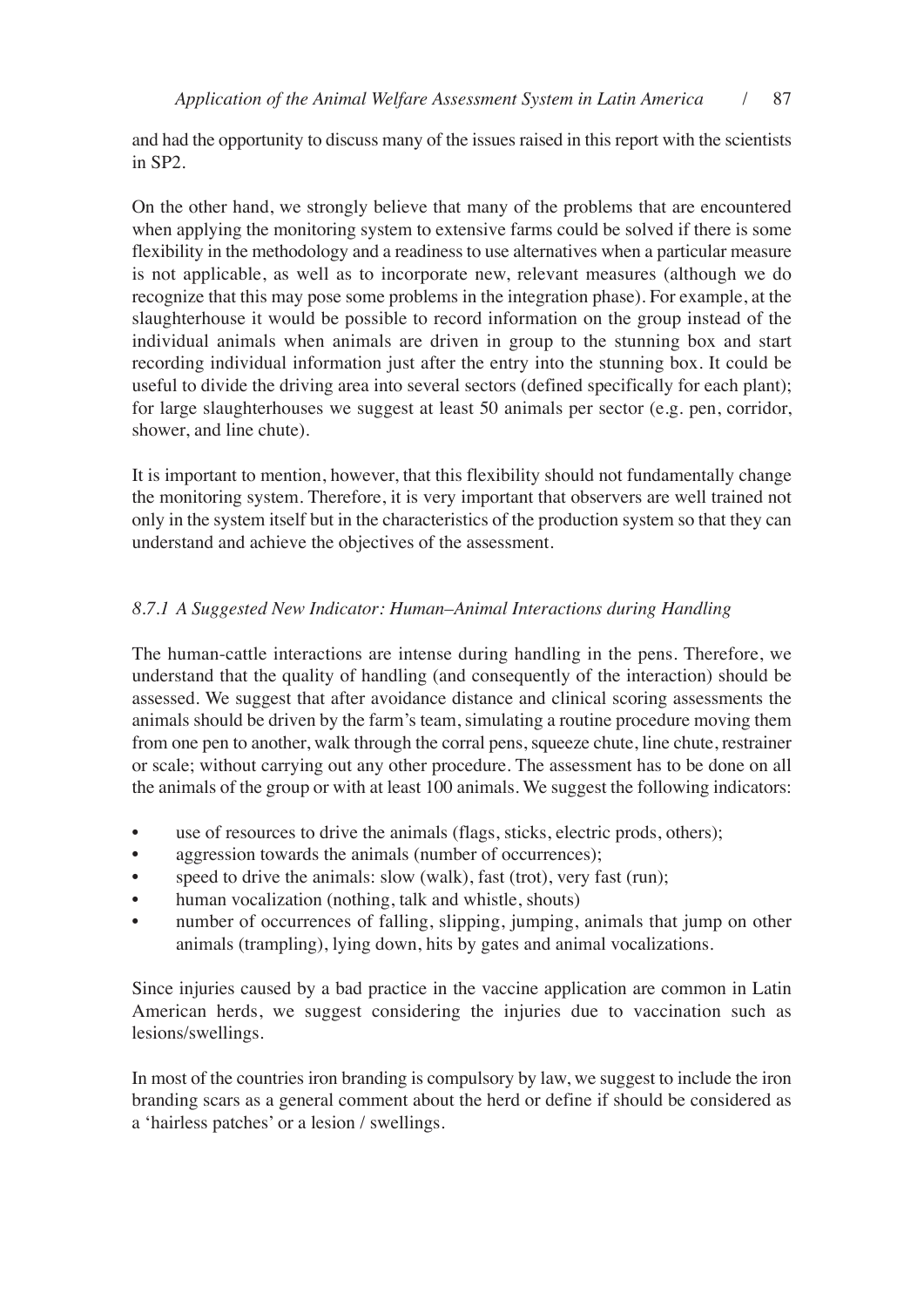and had the opportunity to discuss many of the issues raised in this report with the scientists in SP2.

On the other hand, we strongly believe that many of the problems that are encountered when applying the monitoring system to extensive farms could be solved if there is some flexibility in the methodology and a readiness to use alternatives when a particular measure is not applicable, as well as to incorporate new, relevant measures (although we do recognize that this may pose some problems in the integration phase). For example, at the slaughterhouse it would be possible to record information on the group instead of the individual animals when animals are driven in group to the stunning box and start recording individual information just after the entry into the stunning box. It could be useful to divide the driving area into several sectors (defined specifically for each plant); for large slaughterhouses we suggest at least 50 animals per sector (e.g. pen, corridor, shower, and line chute).

It is important to mention, however, that this flexibility should not fundamentally change the monitoring system. Therefore, it is very important that observers are well trained not only in the system itself but in the characteristics of the production system so that they can understand and achieve the objectives of the assessment.

### *8.7.1 A Suggested New Indicator: Human–Animal Interactions during Handling*

The human-cattle interactions are intense during handling in the pens. Therefore, we understand that the quality of handling (and consequently of the interaction) should be assessed. We suggest that after avoidance distance and clinical scoring assessments the animals should be driven by the farm's team, simulating a routine procedure moving them from one pen to another, walk through the corral pens, squeeze chute, line chute, restrainer or scale; without carrying out any other procedure. The assessment has to be done on all the animals of the group or with at least 100 animals. We suggest the following indicators:

- use of resources to drive the animals (flags, sticks, electric prods, others);
- aggression towards the animals (number of occurrences);
- speed to drive the animals: slow (walk), fast (trot), very fast (run);
- human vocalization (nothing, talk and whistle, shouts)
- number of occurrences of falling, slipping, jumping, animals that jump on other animals (trampling), lying down, hits by gates and animal vocalizations.

Since injuries caused by a bad practice in the vaccine application are common in Latin American herds, we suggest considering the injuries due to vaccination such as lesions/swellings.

In most of the countries iron branding is compulsory by law, we suggest to include the iron branding scars as a general comment about the herd or define if should be considered as a 'hairless patches' or a lesion / swellings.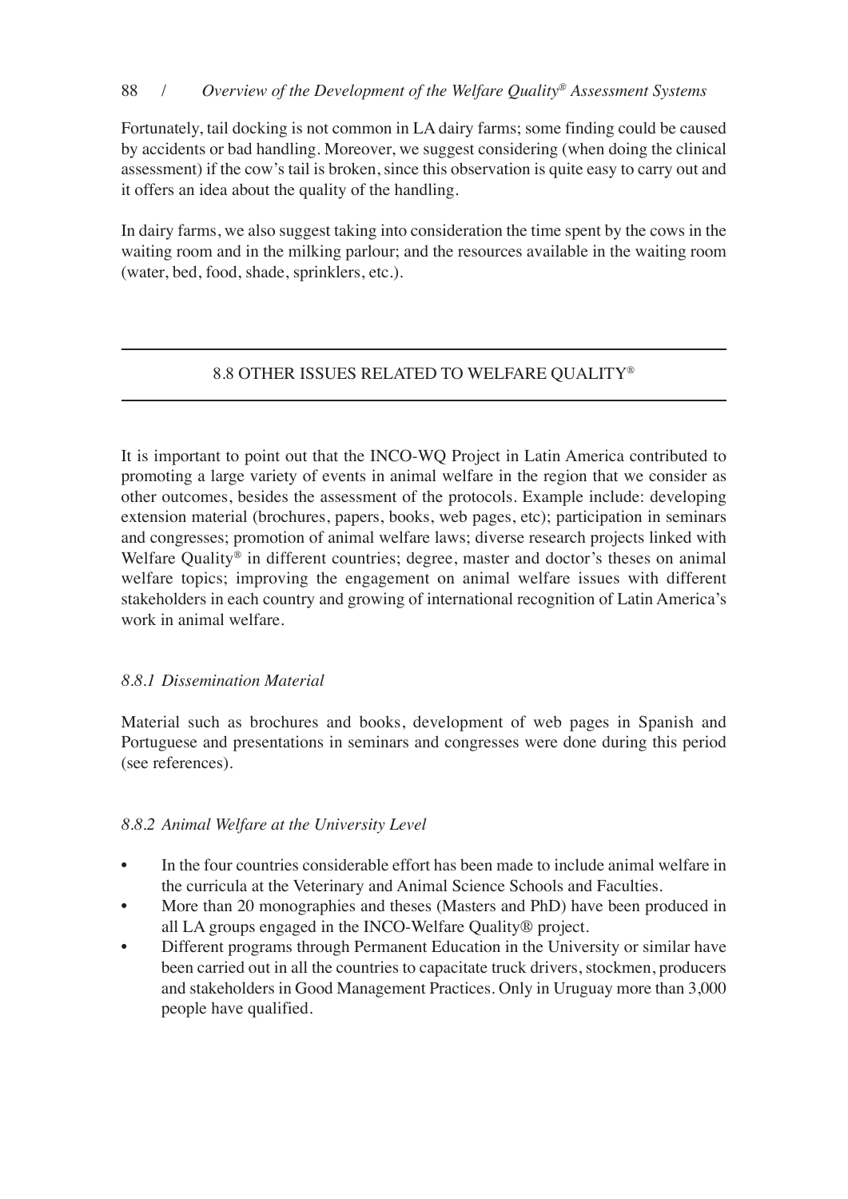Fortunately, tail docking is not common in LA dairy farms; some finding could be caused by accidents or bad handling. Moreover, we suggest considering (when doing the clinical assessment) if the cow's tail is broken, since this observation is quite easy to carry out and it offers an idea about the quality of the handling.

In dairy farms, we also suggest taking into consideration the time spent by the cows in the waiting room and in the milking parlour; and the resources available in the waiting room (water, bed, food, shade, sprinklers, etc.).

## 8.8 OTHER ISSUES RELATED TO WELFARE QUALITY®

It is important to point out that the INCO-WQ Project in Latin America contributed to promoting a large variety of events in animal welfare in the region that we consider as other outcomes, besides the assessment of the protocols. Example include: developing extension material (brochures, papers, books, web pages, etc); participation in seminars and congresses; promotion of animal welfare laws; diverse research projects linked with Welfare Quality® in different countries; degree, master and doctor's theses on animal welfare topics; improving the engagement on animal welfare issues with different stakeholders in each country and growing of international recognition of Latin America's work in animal welfare.

### *8.8.1 Dissemination Material*

Material such as brochures and books, development of web pages in Spanish and Portuguese and presentations in seminars and congresses were done during this period (see references).

### *8.8.2 Animal Welfare at the University Level*

- In the four countries considerable effort has been made to include animal welfare in the curricula at the Veterinary and Animal Science Schools and Faculties.
- More than 20 monographies and theses (Masters and PhD) have been produced in all LA groups engaged in the INCO-Welfare Quality® project.
- Different programs through Permanent Education in the University or similar have been carried out in all the countries to capacitate truck drivers, stockmen, producers and stakeholders in Good Management Practices. Only in Uruguay more than 3,000 people have qualified.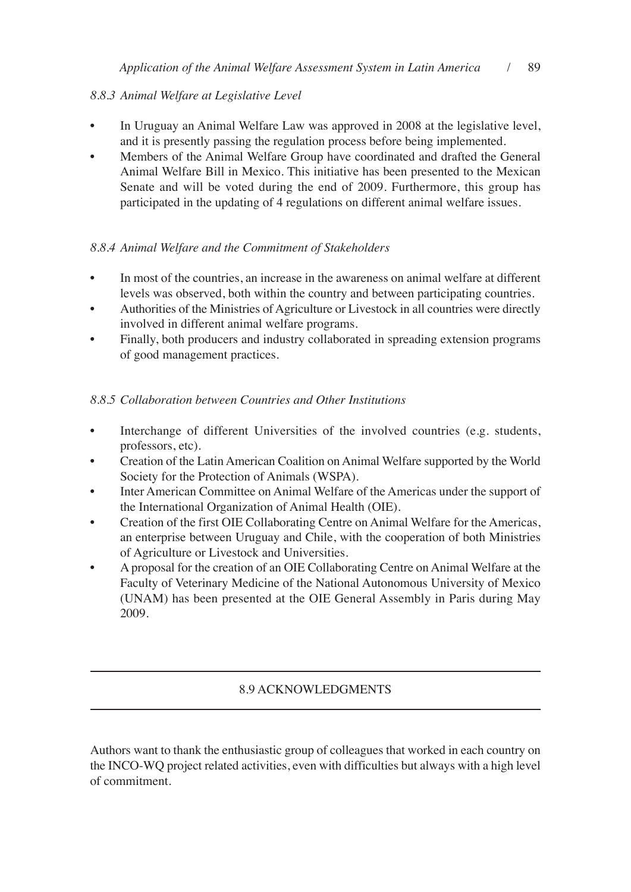### *8.8.3 Animal Welfare at Legislative Level*

- In Uruguay an Animal Welfare Law was approved in 2008 at the legislative level, and it is presently passing the regulation process before being implemented.
- Members of the Animal Welfare Group have coordinated and drafted the General Animal Welfare Bill in Mexico. This initiative has been presented to the Mexican Senate and will be voted during the end of 2009. Furthermore, this group has participated in the updating of 4 regulations on different animal welfare issues.

### *8.8.4 Animal Welfare and the Commitment of Stakeholders*

- In most of the countries, an increase in the awareness on animal welfare at different levels was observed, both within the country and between participating countries.
- Authorities of the Ministries of Agriculture or Livestock in all countries were directly involved in different animal welfare programs.
- Finally, both producers and industry collaborated in spreading extension programs of good management practices.

### *8.8.5 Collaboration between Countries and Other Institutions*

- Interchange of different Universities of the involved countries (e.g. students, professors, etc).
- Creation of the Latin American Coalition on Animal Welfare supported by the World Society for the Protection of Animals (WSPA).
- Inter American Committee on Animal Welfare of the Americas under the support of the International Organization of Animal Health (OIE).
- Creation of the first OIE Collaborating Centre on Animal Welfare for the Americas, an enterprise between Uruguay and Chile, with the cooperation of both Ministries of Agriculture or Livestock and Universities.
- A proposal for the creation of an OIE Collaborating Centre on Animal Welfare at the Faculty of Veterinary Medicine of the National Autonomous University of Mexico (UNAM) has been presented at the OIE General Assembly in Paris during May 2009.

## 8.9 ACKNOWLEDGMENTS

Authors want to thank the enthusiastic group of colleagues that worked in each country on the INCO-WQ project related activities, even with difficulties but always with a high level of commitment.